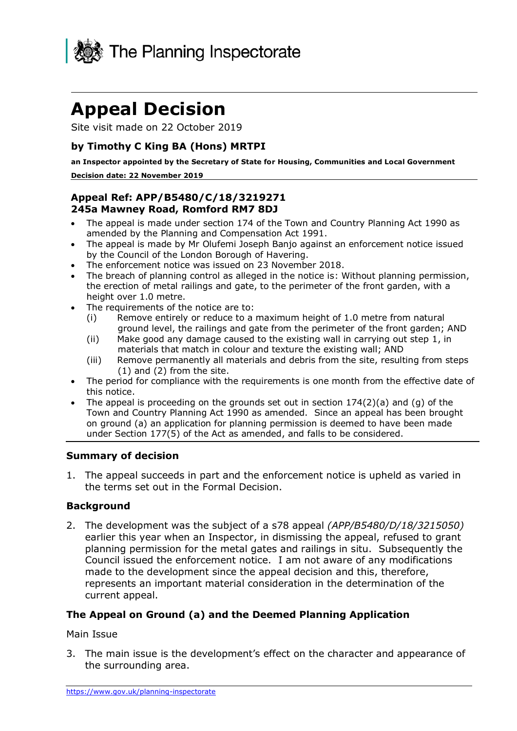The Planning Inspectorate

# Appeal Decision

Site visit made on 22 October 2019

### by Timothy C King BA (Hons) MRTPI

**an Inspector appointed by the Secretary of State for Housing, Communities and Local Government**

**Decision date: 22 November 2019**

### Appeal Ref: APP/B5480/C/18/3219271
### 245a Mawney Road, Romford RM7 8DJ

- The appeal is made under section 174 of the Town and Country Planning Act 1990 as amended by the Planning and Compensation Act 1991.
- The appeal is made by Mr Olufemi Joseph Banjo against an enforcement notice issued by the Council of the London Borough of Havering.
- The enforcement notice was issued on 23 November 2018.
- The breach of planning control as alleged in the notice is: Without planning permission, the erection of metal railings and gate, to the perimeter of the front garden, with a height over 1.0 metre.
- The requirements of the notice are to:
  - (i) Remove entirely or reduce to a maximum height of 1.0 metre from natural ground level, the railings and gate from the perimeter of the front garden; AND
  - (ii) Make good any damage caused to the existing wall in carrying out step 1, in materials that match in colour and texture the existing wall; AND
  - (iii) Remove permanently all materials and debris from the site, resulting from steps (1) and (2) from the site.
- The period for compliance with the requirements is one month from the effective date of this notice.
- The appeal is proceeding on the grounds set out in section 174(2)(a) and (g) of the Town and Country Planning Act 1990 as amended. Since an appeal has been brought on ground (a) an application for planning permission is deemed to have been made under Section 177(5) of the Act as amended, and falls to be considered.

### Summary of decision

1. The appeal succeeds in part and the enforcement notice is upheld as varied in the terms set out in the Formal Decision.

### Background

2. The development was the subject of a s78 appeal *(APP/B5480/D/18/3215050)* earlier this year when an Inspector, in dismissing the appeal, refused to grant planning permission for the metal gates and railings in situ. Subsequently the Council issued the enforcement notice. I am not aware of any modifications made to the development since the appeal decision and this, therefore, represents an important material consideration in the determination of the current appeal.

### The Appeal on Ground (a) and the Deemed Planning Application

Main Issue

3. The main issue is the development's effect on the character and appearance of the surrounding area.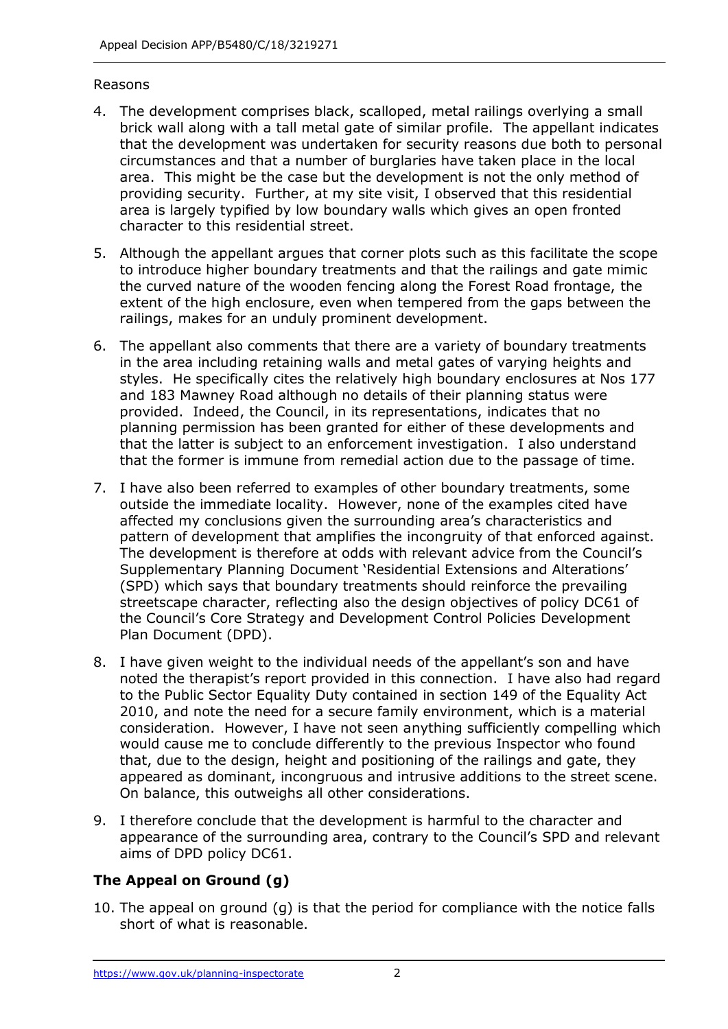Reasons

4. The development comprises black, scalloped, metal railings overlying a small brick wall along with a tall metal gate of similar profile. The appellant indicates that the development was undertaken for security reasons due both to personal circumstances and that a number of burglaries have taken place in the local area. This might be the case but the development is not the only method of providing security. Further, at my site visit, I observed that this residential area is largely typified by low boundary walls which gives an open fronted character to this residential street.

5. Although the appellant argues that corner plots such as this facilitate the scope to introduce higher boundary treatments and that the railings and gate mimic the curved nature of the wooden fencing along the Forest Road frontage, the extent of the high enclosure, even when tempered from the gaps between the railings, makes for an unduly prominent development.

6. The appellant also comments that there are a variety of boundary treatments in the area including retaining walls and metal gates of varying heights and styles. He specifically cites the relatively high boundary enclosures at Nos 177 and 183 Mawney Road although no details of their planning status were provided. Indeed, the Council, in its representations, indicates that no planning permission has been granted for either of these developments and that the latter is subject to an enforcement investigation. I also understand that the former is immune from remedial action due to the passage of time.

7. I have also been referred to examples of other boundary treatments, some outside the immediate locality. However, none of the examples cited have affected my conclusions given the surrounding area's characteristics and pattern of development that amplifies the incongruity of that enforced against. The development is therefore at odds with relevant advice from the Council's Supplementary Planning Document 'Residential Extensions and Alterations' (SPD) which says that boundary treatments should reinforce the prevailing streetscape character, reflecting also the design objectives of policy DC61 of the Council's Core Strategy and Development Control Policies Development Plan Document (DPD).

8. I have given weight to the individual needs of the appellant's son and have noted the therapist's report provided in this connection. I have also had regard to the Public Sector Equality Duty contained in section 149 of the Equality Act 2010, and note the need for a secure family environment, which is a material consideration. However, I have not seen anything sufficiently compelling which would cause me to conclude differently to the previous Inspector who found that, due to the design, height and positioning of the railings and gate, they appeared as dominant, incongruous and intrusive additions to the street scene. On balance, this outweighs all other considerations.

9. I therefore conclude that the development is harmful to the character and appearance of the surrounding area, contrary to the Council's SPD and relevant aims of DPD policy DC61.

## The Appeal on Ground (g)

10. The appeal on ground (g) is that the period for compliance with the notice falls short of what is reasonable.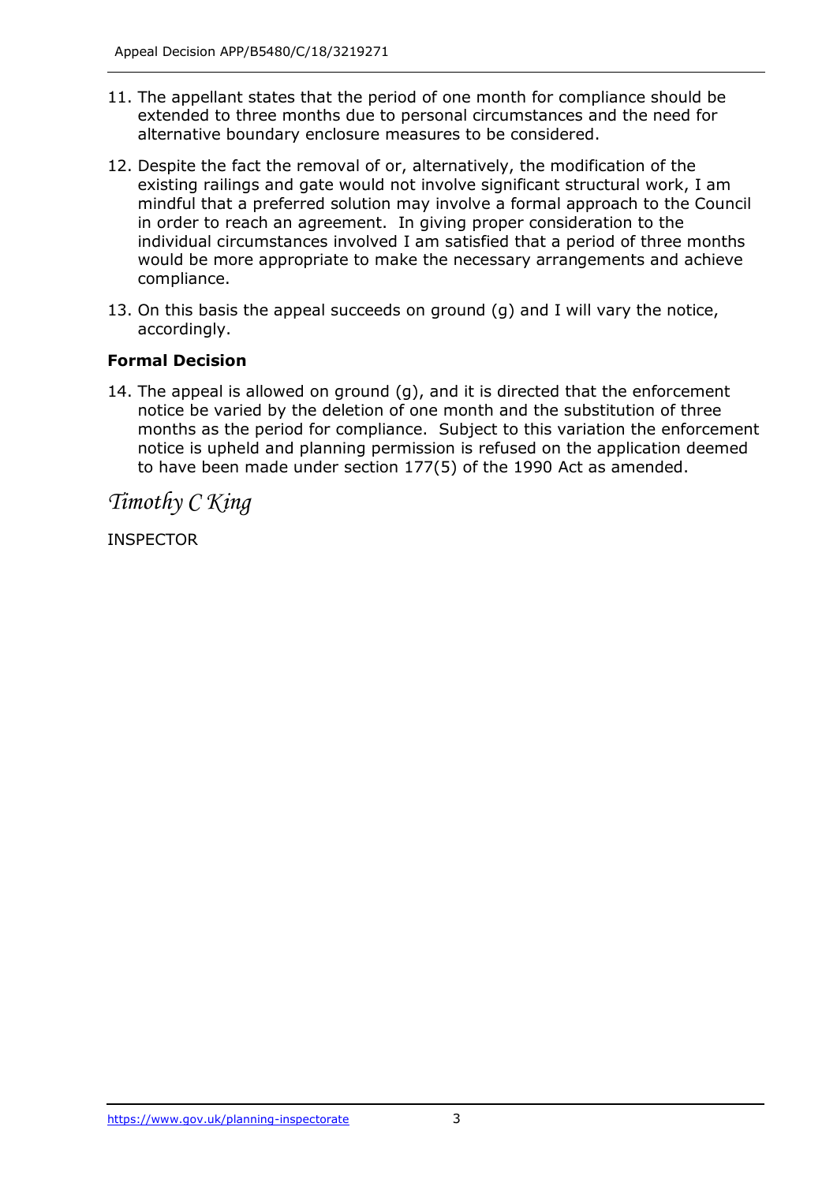11. The appellant states that the period of one month for compliance should be extended to three months due to personal circumstances and the need for alternative boundary enclosure measures to be considered.

12. Despite the fact the removal of or, alternatively, the modification of the existing railings and gate would not involve significant structural work, I am mindful that a preferred solution may involve a formal approach to the Council in order to reach an agreement. In giving proper consideration to the individual circumstances involved I am satisfied that a period of three months would be more appropriate to make the necessary arrangements and achieve compliance.

13. On this basis the appeal succeeds on ground (g) and I will vary the notice, accordingly.

**Formal Decision**

14. The appeal is allowed on ground (g), and it is directed that the enforcement notice be varied by the deletion of one month and the substitution of three months as the period for compliance. Subject to this variation the enforcement notice is upheld and planning permission is refused on the application deemed to have been made under section 177(5) of the 1990 Act as amended.

*Timothy C King*

INSPECTOR